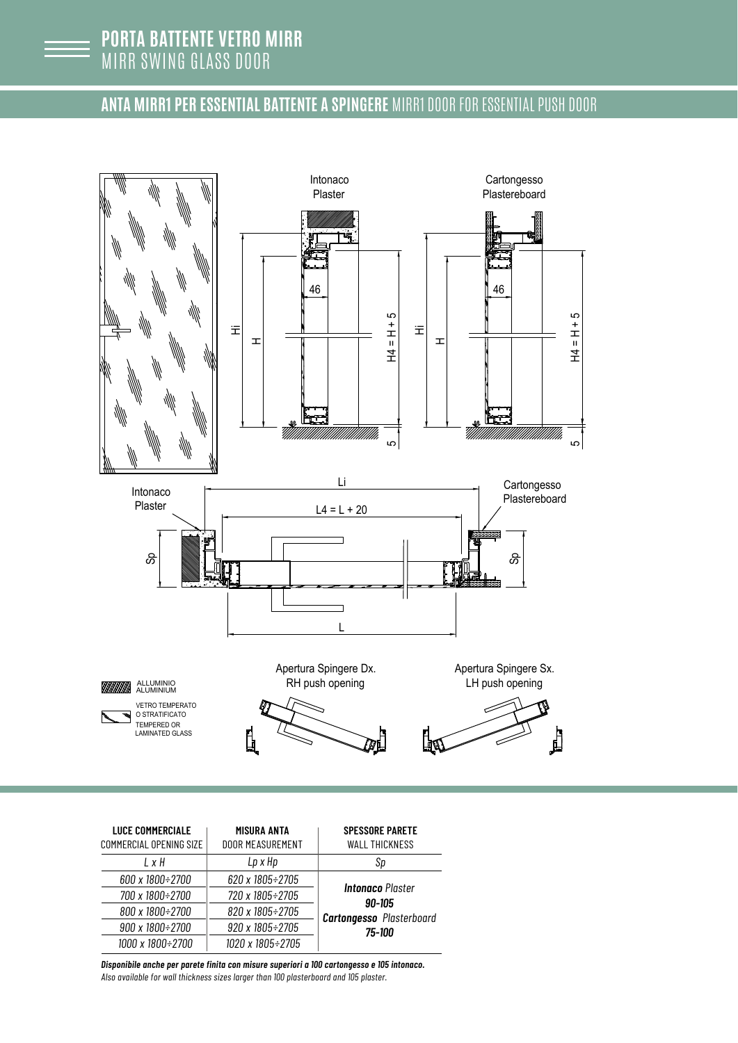# PORTA BATTENTE VETRO MIRR
MIRR SWING GLASS DOOR

## ANTA MIRR1 PER ESSENTIAL BATTENTE A SPINGERE MIRR1 DOOR FOR ESSENTIAL PUSH DOOR

Intonaco
Plaster

Cartongesso
Plastereboard

46

Hi

H

H4 = H + 5

5

Li

L4 = L + 20

Sp

L

Apertura Spingere Dx.
RH push opening

Apertura Spingere Sx.
LH push opening

ALLUMINIO
ALUMINIUM

VETRO TEMPERATO O STRATIFICATO
TEMPERED OR LAMINATED GLASS

| LUCE COMMERCIALE<br>COMMERCIAL OPENING SIZE | MISURA ANTA<br>DOOR MEASUREMENT | SPESSORE PARETE<br>WALL THICKNESS |
|---|---|---|
| *L x H* | *Lp x Hp* | *Sp* |
| *600 x 1800÷2700* | *620 x 1805÷2705* | ***Intonaco** Plaster* ***90-105*** ***Cartongesso** Plasterboard* ***75-100*** |
| *700 x 1800÷2700* | *720 x 1805÷2705* | |
| *800 x 1800÷2700* | *820 x 1805÷2705* | |
| *900 x 1800÷2700* | *920 x 1805÷2705* | |
| *1000 x 1800÷2700* | *1020 x 1805÷2705* | |

***Disponibile anche per parete finita con misure superiori a 100 cartongesso e 105 intonaco.***
*Also available for wall thickness sizes larger than 100 plasterboard and 105 plaster.*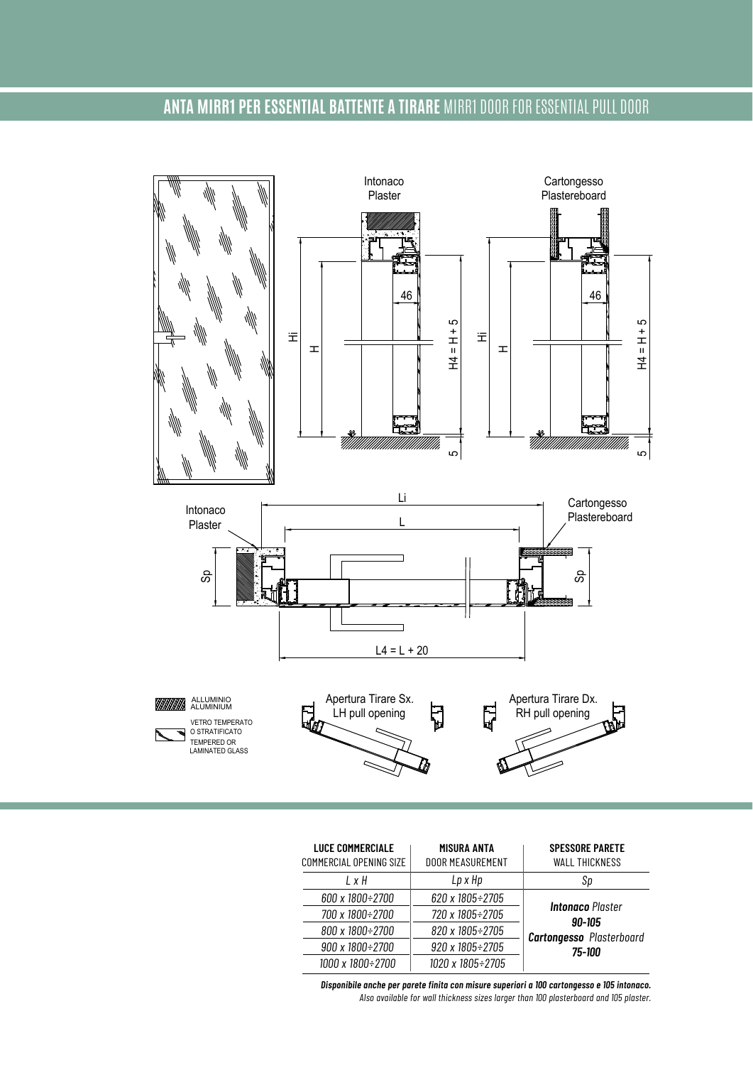## ANTA MIRR1 PER ESSENTIAL BATTENTE A TIRARE MIRR1 DOOR FOR ESSENTIAL PULL DOOR

Intonaco
Plaster

Cartongesso
Plastereboard

46

Hi

H

H4 = H + 5

5

Li

L

Sp

L4 = L + 20

ALLUMINIO
ALUMINIUM

VETRO TEMPERATO O STRATIFICATO
TEMPERED OR LAMINATED GLASS

Apertura Tirare Sx.
LH pull opening

Apertura Tirare Dx.
RH pull opening

| LUCE COMMERCIALE<br>COMMERCIAL OPENING SIZE | MISURA ANTA<br>DOOR MEASUREMENT | SPESSORE PARETE<br>WALL THICKNESS |
|---|---|---|
| *L x H* | *Lp x Hp* | *Sp* |
| *600 x 1800÷2700* | *620 x 1805÷2705* | ***Intonaco*** *Plaster* ***90-105*** ***Cartongesso*** *Plasterboard* ***75-100*** |
| *700 x 1800÷2700* | *720 x 1805÷2705* | |
| *800 x 1800÷2700* | *820 x 1805÷2705* | |
| *900 x 1800÷2700* | *920 x 1805÷2705* | |
| *1000 x 1800÷2700* | *1020 x 1805÷2705* | |

***Disponibile anche per parete finita con misure superiori a 100 cartongesso e 105 intonaco.***
*Also available for wall thickness sizes larger than 100 plasterboard and 105 plaster.*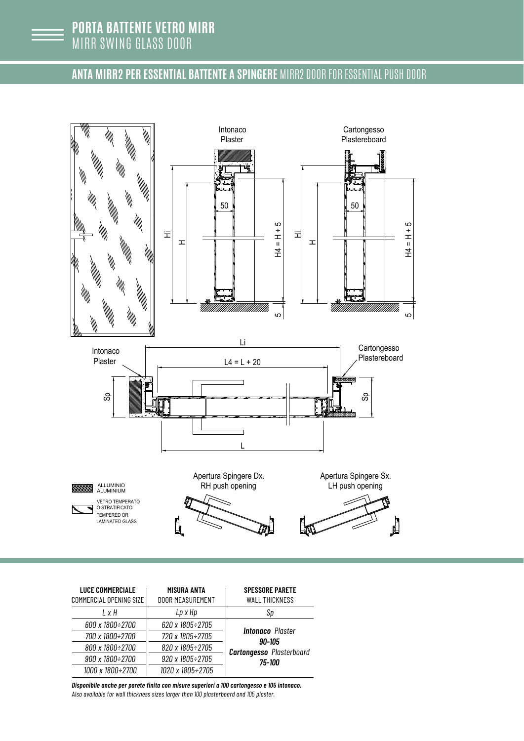# PORTA BATTENTE VETRO MIRR
MIRR SWING GLASS DOOR

## ANTA MIRR2 PER ESSENTIAL BATTENTE A SPINGERE MIRR2 DOOR FOR ESSENTIAL PUSH DOOR

Intonaco
Plaster

Cartongesso
Plastereboard

Hi H 50 H4 = H + 5 5

Li

L4 = L + 20

Sp

L

Apertura Spingere Dx.
RH push opening

Apertura Spingere Sx.
LH push opening

ALLUMINIO
ALUMINIUM

VETRO TEMPERATO O STRATIFICATO
TEMPERED OR LAMINATED GLASS

| **LUCE COMMERCIALE** COMMERCIAL OPENING SIZE | **MISURA ANTA** DOOR MEASUREMENT | **SPESSORE PARETE** WALL THICKNESS |
|---|---|---|
| *L x H* | *Lp x Hp* | *Sp* |
| *600 x 1800÷2700* | *620 x 1805÷2705* | ***Intonaco*** *Plaster* ***90-105*** ***Cartongesso*** *Plasterboard* ***75-100*** |
| *700 x 1800÷2700* | *720 x 1805÷2705* | |
| *800 x 1800÷2700* | *820 x 1805÷2705* | |
| *900 x 1800÷2700* | *920 x 1805÷2705* | |
| *1000 x 1800÷2700* | *1020 x 1805÷2705* | |

***Disponibile anche per parete finita con misure superiori a 100 cartongesso e 105 intonaco.***
*Also available for wall thickness sizes larger than 100 plasterboard and 105 plaster.*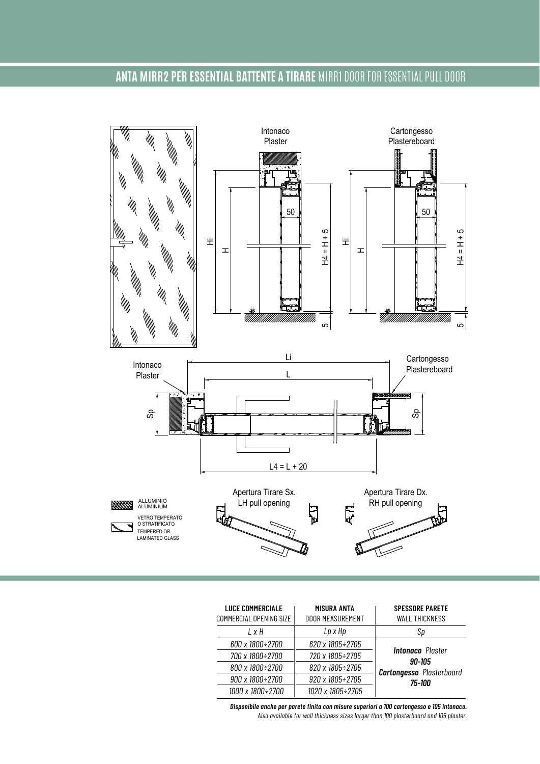## ANTA MIRR2 PER ESSENTIAL BATTENTE A TIRARE MIRR1 DOOR FOR ESSENTIAL PULL DOOR

Intonaco
Plaster

Cartongesso
Plastereboard

50

Hi

H

H4 = H + 5

5

Li

L

Sp

L4 = L + 20

ALLUMINIO
ALUMINIUM

VETRO TEMPERATO O STRATIFICATO
TEMPERED OR LAMINATED GLASS

Apertura Tirare Sx.
LH pull opening

Apertura Tirare Dx.
RH pull opening

| LUCE COMMERCIALE<br>COMMERCIAL OPENING SIZE | MISURA ANTA<br>DOOR MEASUREMENT | SPESSORE PARETE<br>WALL THICKNESS |
|---|---|---|
| *L x H* | *Lp x Hp* | *Sp* |
| *600 x 1800÷2700* | *620 x 1805÷2705* | ***Intonaco*** *Plaster* ***90-105*** ***Cartongesso*** *Plasterboard* ***75-100*** |
| *700 x 1800÷2700* | *720 x 1805÷2705* | |
| *800 x 1800÷2700* | *820 x 1805÷2705* | |
| *900 x 1800÷2700* | *920 x 1805÷2705* | |
| *1000 x 1800÷2700* | *1020 x 1805÷2705* | |

***Disponibile anche per parete finita con misure superiori a 100 cartongesso e 105 intonaco.***
*Also available for wall thickness sizes larger than 100 plasterboard and 105 plaster.*